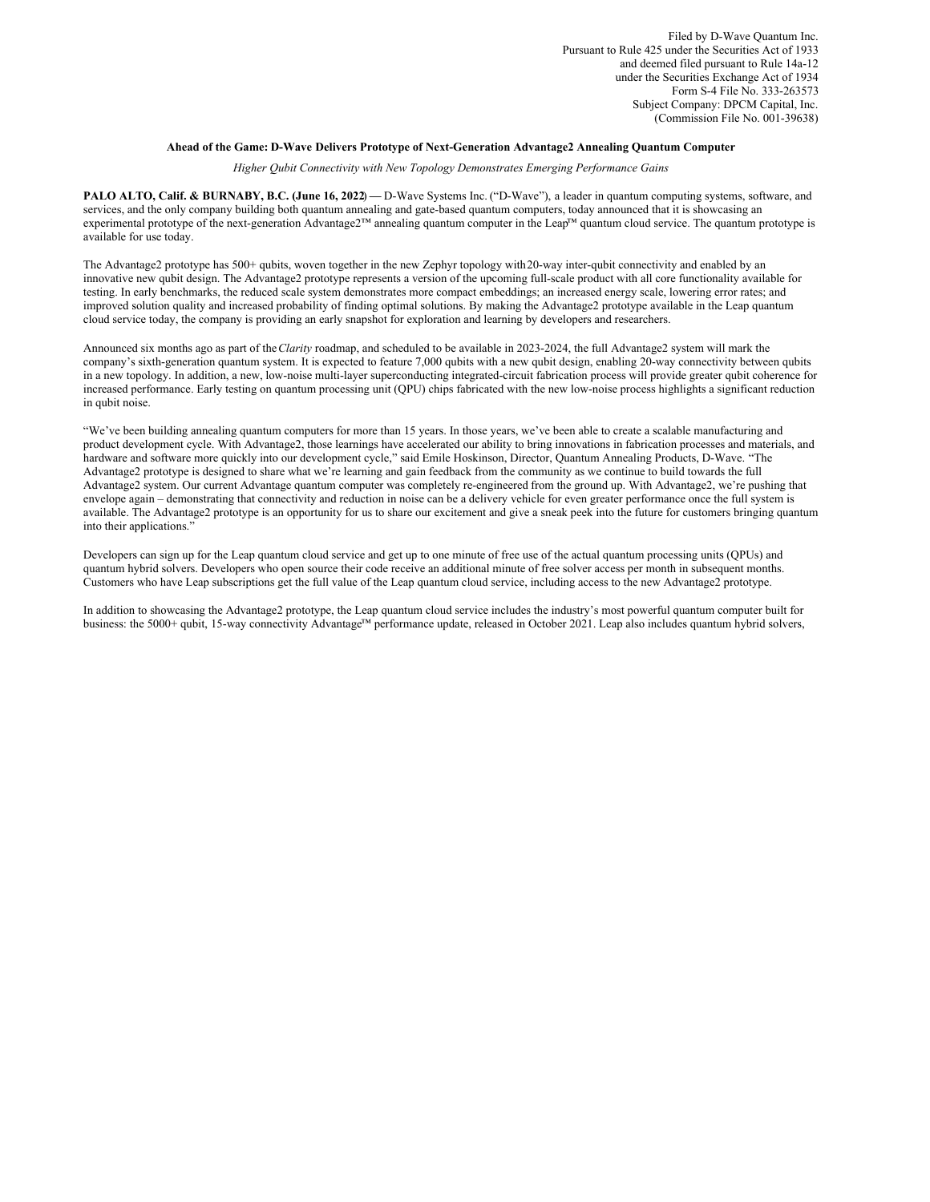Filed by D-Wave Quantum Inc.
Pursuant to Rule 425 under the Securities Act of 1933
and deemed filed pursuant to Rule 14a-12
under the Securities Exchange Act of 1934
Form S-4 File No. 333-263573
Subject Company: DPCM Capital, Inc.
(Commission File No. 001-39638)

**Ahead of the Game: D-Wave Delivers Prototype of Next-Generation Advantage2 Annealing Quantum Computer**

*Higher Qubit Connectivity with New Topology Demonstrates Emerging Performance Gains*

**PALO ALTO, Calif. & BURNABY, B.C. (June 16, 2022)** — D-Wave Systems Inc. ("D-Wave"), a leader in quantum computing systems, software, and services, and the only company building both quantum annealing and gate-based quantum computers, today announced that it is showcasing an experimental prototype of the next-generation Advantage2™ annealing quantum computer in the Leap™ quantum cloud service. The quantum prototype is available for use today.

The Advantage2 prototype has 500+ qubits, woven together in the new Zephyr topology with 20-way inter-qubit connectivity and enabled by an innovative new qubit design. The Advantage2 prototype represents a version of the upcoming full-scale product with all core functionality available for testing. In early benchmarks, the reduced scale system demonstrates more compact embeddings; an increased energy scale, lowering error rates; and improved solution quality and increased probability of finding optimal solutions. By making the Advantage2 prototype available in the Leap quantum cloud service today, the company is providing an early snapshot for exploration and learning by developers and researchers.

Announced six months ago as part of the *Clarity* roadmap, and scheduled to be available in 2023-2024, the full Advantage2 system will mark the company's sixth-generation quantum system. It is expected to feature 7,000 qubits with a new qubit design, enabling 20-way connectivity between qubits in a new topology. In addition, a new, low-noise multi-layer superconducting integrated-circuit fabrication process will provide greater qubit coherence for increased performance. Early testing on quantum processing unit (QPU) chips fabricated with the new low-noise process highlights a significant reduction in qubit noise.

"We've been building annealing quantum computers for more than 15 years. In those years, we've been able to create a scalable manufacturing and product development cycle. With Advantage2, those learnings have accelerated our ability to bring innovations in fabrication processes and materials, and hardware and software more quickly into our development cycle," said Emile Hoskinson, Director, Quantum Annealing Products, D-Wave. "The Advantage2 prototype is designed to share what we're learning and gain feedback from the community as we continue to build towards the full Advantage2 system. Our current Advantage quantum computer was completely re-engineered from the ground up. With Advantage2, we're pushing that envelope again – demonstrating that connectivity and reduction in noise can be a delivery vehicle for even greater performance once the full system is available. The Advantage2 prototype is an opportunity for us to share our excitement and give a sneak peek into the future for customers bringing quantum into their applications."

Developers can sign up for the Leap quantum cloud service and get up to one minute of free use of the actual quantum processing units (QPUs) and quantum hybrid solvers. Developers who open source their code receive an additional minute of free solver access per month in subsequent months. Customers who have Leap subscriptions get the full value of the Leap quantum cloud service, including access to the new Advantage2 prototype.

In addition to showcasing the Advantage2 prototype, the Leap quantum cloud service includes the industry's most powerful quantum computer built for business: the 5000+ qubit, 15-way connectivity Advantage™ performance update, released in October 2021. Leap also includes quantum hybrid solvers,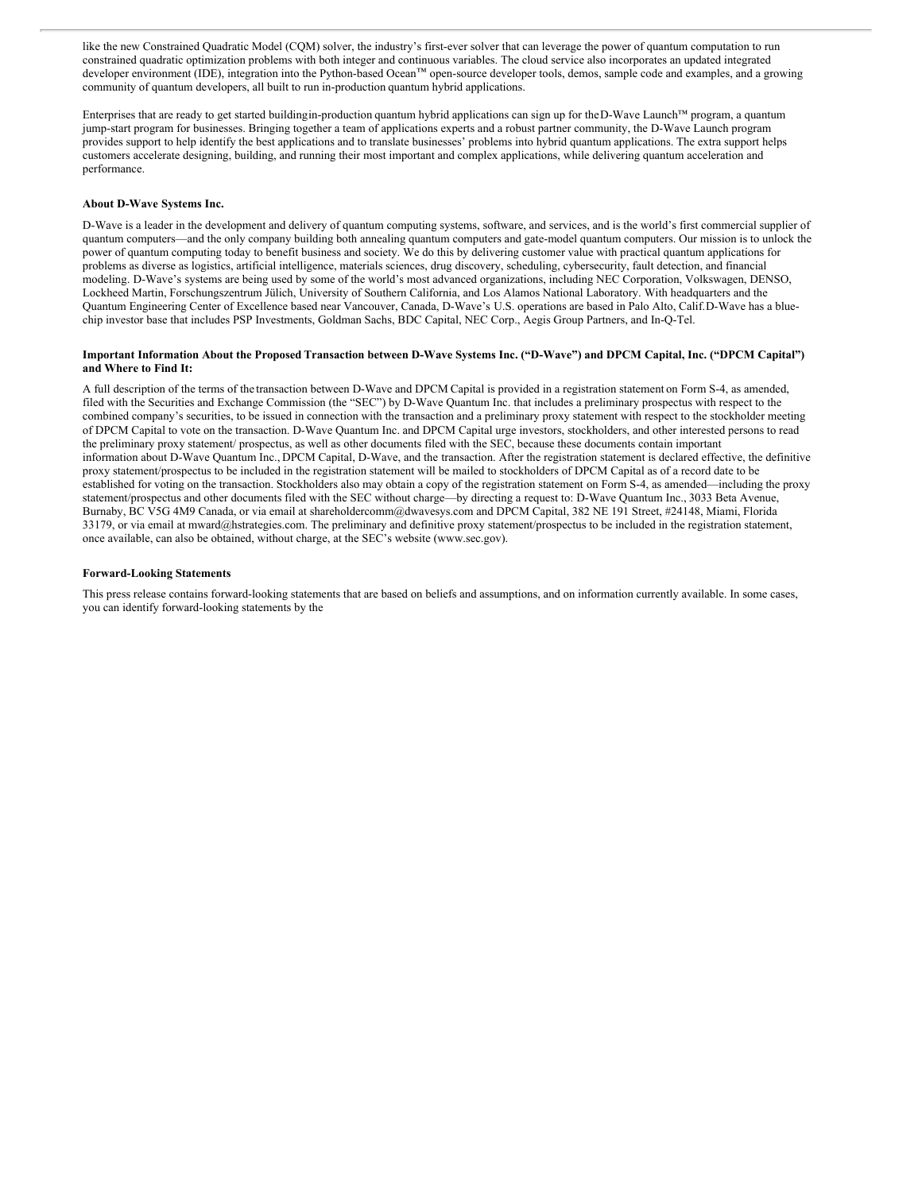like the new Constrained Quadratic Model (CQM) solver, the industry's first-ever solver that can leverage the power of quantum computation to run constrained quadratic optimization problems with both integer and continuous variables. The cloud service also incorporates an updated integrated developer environment (IDE), integration into the Python-based Ocean™ open-source developer tools, demos, sample code and examples, and a growing community of quantum developers, all built to run in-production quantum hybrid applications.

Enterprises that are ready to get started building in-production quantum hybrid applications can sign up for the D-Wave Launch™ program, a quantum jump-start program for businesses. Bringing together a team of applications experts and a robust partner community, the D-Wave Launch program provides support to help identify the best applications and to translate businesses' problems into hybrid quantum applications. The extra support helps customers accelerate designing, building, and running their most important and complex applications, while delivering quantum acceleration and performance.

**About D-Wave Systems Inc.**

D-Wave is a leader in the development and delivery of quantum computing systems, software, and services, and is the world's first commercial supplier of quantum computers—and the only company building both annealing quantum computers and gate-model quantum computers. Our mission is to unlock the power of quantum computing today to benefit business and society. We do this by delivering customer value with practical quantum applications for problems as diverse as logistics, artificial intelligence, materials sciences, drug discovery, scheduling, cybersecurity, fault detection, and financial modeling. D-Wave's systems are being used by some of the world's most advanced organizations, including NEC Corporation, Volkswagen, DENSO, Lockheed Martin, Forschungszentrum Jülich, University of Southern California, and Los Alamos National Laboratory. With headquarters and the Quantum Engineering Center of Excellence based near Vancouver, Canada, D-Wave's U.S. operations are based in Palo Alto, Calif. D-Wave has a blue-chip investor base that includes PSP Investments, Goldman Sachs, BDC Capital, NEC Corp., Aegis Group Partners, and In-Q-Tel.

**Important Information About the Proposed Transaction between D-Wave Systems Inc. ("D-Wave") and DPCM Capital, Inc. ("DPCM Capital") and Where to Find It:**

A full description of the terms of the transaction between D-Wave and DPCM Capital is provided in a registration statement on Form S-4, as amended, filed with the Securities and Exchange Commission (the "SEC") by D-Wave Quantum Inc. that includes a preliminary prospectus with respect to the combined company's securities, to be issued in connection with the transaction and a preliminary proxy statement with respect to the stockholder meeting of DPCM Capital to vote on the transaction. D-Wave Quantum Inc. and DPCM Capital urge investors, stockholders, and other interested persons to read the preliminary proxy statement/ prospectus, as well as other documents filed with the SEC, because these documents contain important information about D-Wave Quantum Inc., DPCM Capital, D-Wave, and the transaction. After the registration statement is declared effective, the definitive proxy statement/prospectus to be included in the registration statement will be mailed to stockholders of DPCM Capital as of a record date to be established for voting on the transaction. Stockholders also may obtain a copy of the registration statement on Form S-4, as amended—including the proxy statement/prospectus and other documents filed with the SEC without charge—by directing a request to: D-Wave Quantum Inc., 3033 Beta Avenue, Burnaby, BC V5G 4M9 Canada, or via email at shareholdercomm@dwavesys.com and DPCM Capital, 382 NE 191 Street, #24148, Miami, Florida 33179, or via email at mward@hstrategies.com. The preliminary and definitive proxy statement/prospectus to be included in the registration statement, once available, can also be obtained, without charge, at the SEC's website (www.sec.gov).

**Forward-Looking Statements**

This press release contains forward-looking statements that are based on beliefs and assumptions, and on information currently available. In some cases, you can identify forward-looking statements by the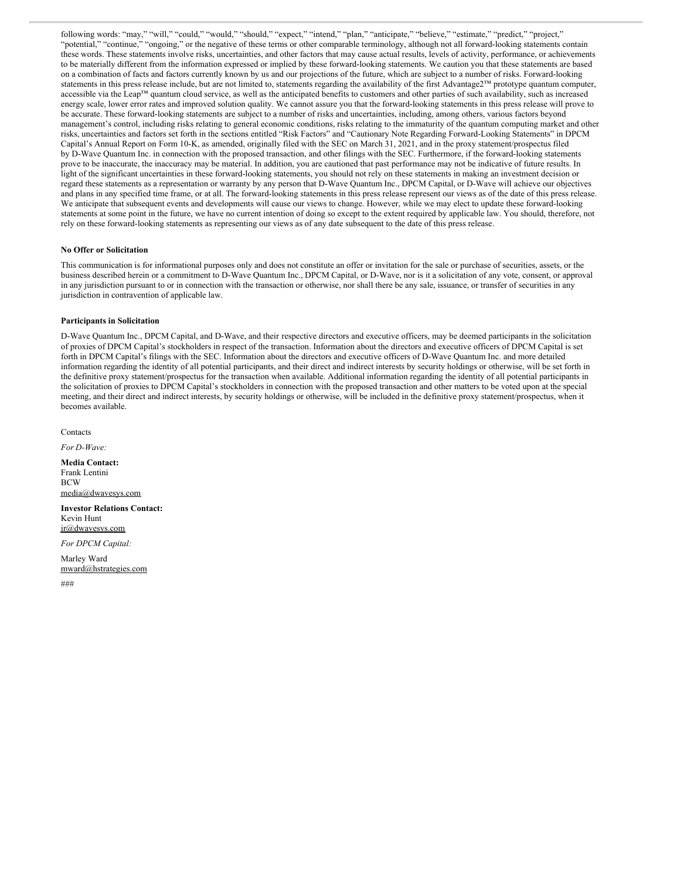following words: "may," "will," "could," "would," "should," "expect," "intend," "plan," "anticipate," "believe," "estimate," "predict," "project," "potential," "continue," "ongoing," or the negative of these terms or other comparable terminology, although not all forward-looking statements contain these words. These statements involve risks, uncertainties, and other factors that may cause actual results, levels of activity, performance, or achievements to be materially different from the information expressed or implied by these forward-looking statements. We caution you that these statements are based on a combination of facts and factors currently known by us and our projections of the future, which are subject to a number of risks. Forward-looking statements in this press release include, but are not limited to, statements regarding the availability of the first Advantage2™ prototype quantum computer, accessible via the Leap™ quantum cloud service, as well as the anticipated benefits to customers and other parties of such availability, such as increased energy scale, lower error rates and improved solution quality. We cannot assure you that the forward-looking statements in this press release will prove to be accurate. These forward-looking statements are subject to a number of risks and uncertainties, including, among others, various factors beyond management's control, including risks relating to general economic conditions, risks relating to the immaturity of the quantum computing market and other risks, uncertainties and factors set forth in the sections entitled "Risk Factors" and "Cautionary Note Regarding Forward-Looking Statements" in DPCM Capital's Annual Report on Form 10-K, as amended, originally filed with the SEC on March 31, 2021, and in the proxy statement/prospectus filed by D-Wave Quantum Inc. in connection with the proposed transaction, and other filings with the SEC. Furthermore, if the forward-looking statements prove to be inaccurate, the inaccuracy may be material. In addition, you are cautioned that past performance may not be indicative of future results. In light of the significant uncertainties in these forward-looking statements, you should not rely on these statements in making an investment decision or regard these statements as a representation or warranty by any person that D-Wave Quantum Inc., DPCM Capital, or D-Wave will achieve our objectives and plans in any specified time frame, or at all. The forward-looking statements in this press release represent our views as of the date of this press release. We anticipate that subsequent events and developments will cause our views to change. However, while we may elect to update these forward-looking statements at some point in the future, we have no current intention of doing so except to the extent required by applicable law. You should, therefore, not rely on these forward-looking statements as representing our views as of any date subsequent to the date of this press release.

**No Offer or Solicitation**

This communication is for informational purposes only and does not constitute an offer or invitation for the sale or purchase of securities, assets, or the business described herein or a commitment to D-Wave Quantum Inc., DPCM Capital, or D-Wave, nor is it a solicitation of any vote, consent, or approval in any jurisdiction pursuant to or in connection with the transaction or otherwise, nor shall there be any sale, issuance, or transfer of securities in any jurisdiction in contravention of applicable law.

**Participants in Solicitation**

D-Wave Quantum Inc., DPCM Capital, and D-Wave, and their respective directors and executive officers, may be deemed participants in the solicitation of proxies of DPCM Capital's stockholders in respect of the transaction. Information about the directors and executive officers of DPCM Capital is set forth in DPCM Capital's filings with the SEC. Information about the directors and executive officers of D-Wave Quantum Inc. and more detailed information regarding the identity of all potential participants, and their direct and indirect interests by security holdings or otherwise, will be set forth in the definitive proxy statement/prospectus for the transaction when available. Additional information regarding the identity of all potential participants in the solicitation of proxies to DPCM Capital's stockholders in connection with the proposed transaction and other matters to be voted upon at the special meeting, and their direct and indirect interests, by security holdings or otherwise, will be included in the definitive proxy statement/prospectus, when it becomes available.

Contacts

*For D-Wave:*

**Media Contact:**
Frank Lentini
BCW
media@dwavesys.com

**Investor Relations Contact:**
Kevin Hunt
ir@dwavesys.com

*For DPCM Capital:*

Marley Ward
mward@hstrategies.com

###